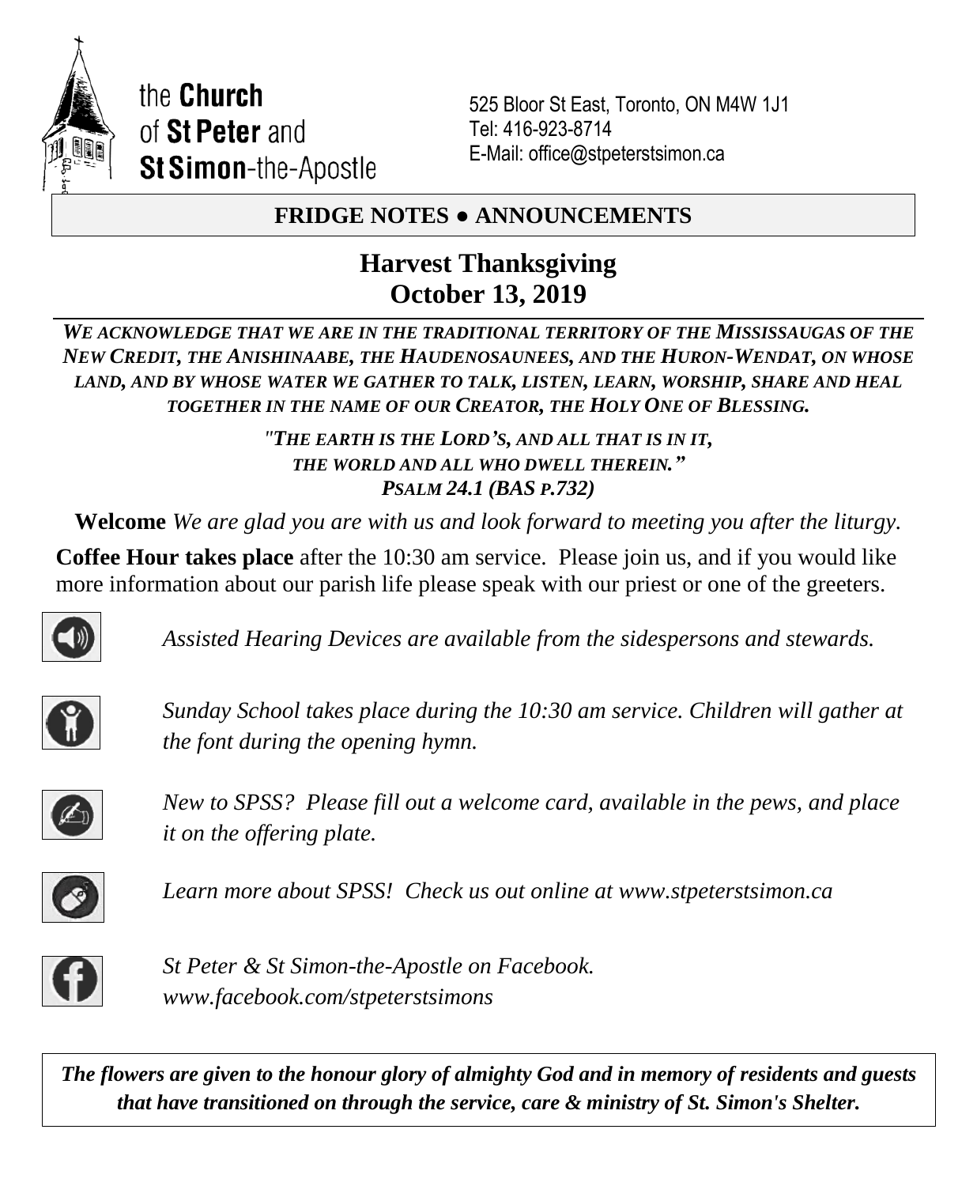the **Church** of **St Peter** and **St Simon**-the-Apostle

525 Bloor St East, Toronto, ON M4W 1J1
Tel: 416-923-8714
E-Mail: office@stpeterstsimon.ca

## FRIDGE NOTES ● ANNOUNCEMENTS

# Harvest Thanksgiving
# October 13, 2019

***WE ACKNOWLEDGE THAT WE ARE IN THE TRADITIONAL TERRITORY OF THE MISSISSAUGAS OF THE NEW CREDIT, THE ANISHINAABE, THE HAUDENOSAUNEES, AND THE HURON-WENDAT, ON WHOSE LAND, AND BY WHOSE WATER WE GATHER TO TALK, LISTEN, LEARN, WORSHIP, SHARE AND HEAL TOGETHER IN THE NAME OF OUR CREATOR, THE HOLY ONE OF BLESSING.***

*"THE EARTH IS THE LORD'S, AND ALL THAT IS IN IT,*
*THE WORLD AND ALL WHO DWELL THEREIN."*
*PSALM 24.1 (BAS P.732)*

**Welcome** *We are glad you are with us and look forward to meeting you after the liturgy.*

**Coffee Hour takes place** after the 10:30 am service. Please join us, and if you would like more information about our parish life please speak with our priest or one of the greeters.

*Assisted Hearing Devices are available from the sidespersons and stewards.*

*Sunday School takes place during the 10:30 am service. Children will gather at the font during the opening hymn.*

*New to SPSS? Please fill out a welcome card, available in the pews, and place it on the offering plate.*

*Learn more about SPSS! Check us out online at www.stpeterstsimon.ca*

*St Peter & St Simon-the-Apostle on Facebook.*
*www.facebook.com/stpeterstsimons*

***The flowers are given to the honour glory of almighty God and in memory of residents and guests that have transitioned on through the service, care & ministry of St. Simon's Shelter.***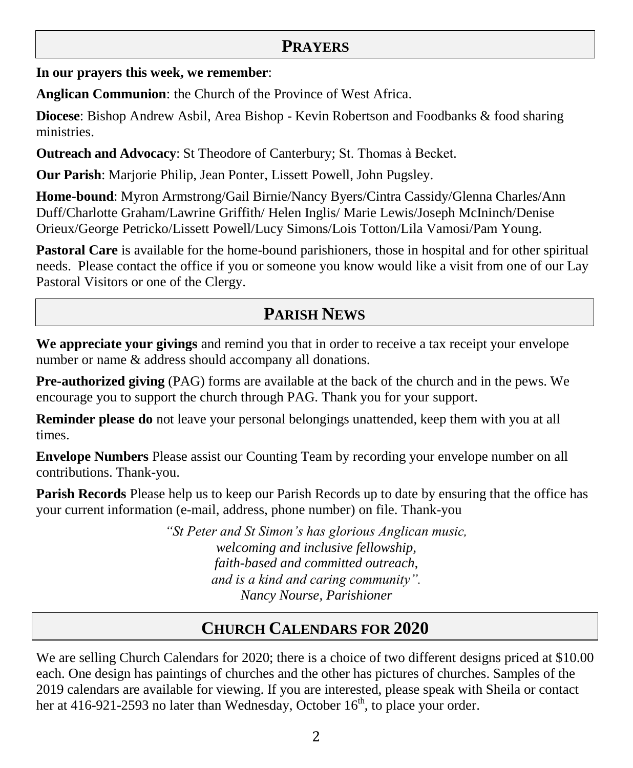## Prayers

**In our prayers this week, we remember**:

**Anglican Communion**: the Church of the Province of West Africa.

**Diocese**: Bishop Andrew Asbil, Area Bishop - Kevin Robertson and Foodbanks & food sharing ministries.

**Outreach and Advocacy**: St Theodore of Canterbury; St. Thomas à Becket.

**Our Parish**: Marjorie Philip, Jean Ponter, Lissett Powell, John Pugsley.

**Home-bound**: Myron Armstrong/Gail Birnie/Nancy Byers/Cintra Cassidy/Glenna Charles/Ann Duff/Charlotte Graham/Lawrine Griffith/ Helen Inglis/ Marie Lewis/Joseph McIninch/Denise Orieux/George Petricko/Lissett Powell/Lucy Simons/Lois Totton/Lila Vamosi/Pam Young.

**Pastoral Care** is available for the home-bound parishioners, those in hospital and for other spiritual needs. Please contact the office if you or someone you know would like a visit from one of our Lay Pastoral Visitors or one of the Clergy.

## Parish News

**We appreciate your givings** and remind you that in order to receive a tax receipt your envelope number or name & address should accompany all donations.

**Pre-authorized giving** (PAG) forms are available at the back of the church and in the pews. We encourage you to support the church through PAG. Thank you for your support.

**Reminder please do** not leave your personal belongings unattended, keep them with you at all times.

**Envelope Numbers** Please assist our Counting Team by recording your envelope number on all contributions. Thank-you.

**Parish Records** Please help us to keep our Parish Records up to date by ensuring that the office has your current information (e-mail, address, phone number) on file. Thank-you

*"St Peter and St Simon's has glorious Anglican music,*
*welcoming and inclusive fellowship,*
*faith-based and committed outreach,*
*and is a kind and caring community".*
*Nancy Nourse, Parishioner*

## Church Calendars for 2020

We are selling Church Calendars for 2020; there is a choice of two different designs priced at $10.00 each. One design has paintings of churches and the other has pictures of churches. Samples of the 2019 calendars are available for viewing. If you are interested, please speak with Sheila or contact her at 416-921-2593 no later than Wednesday, October 16th, to place your order.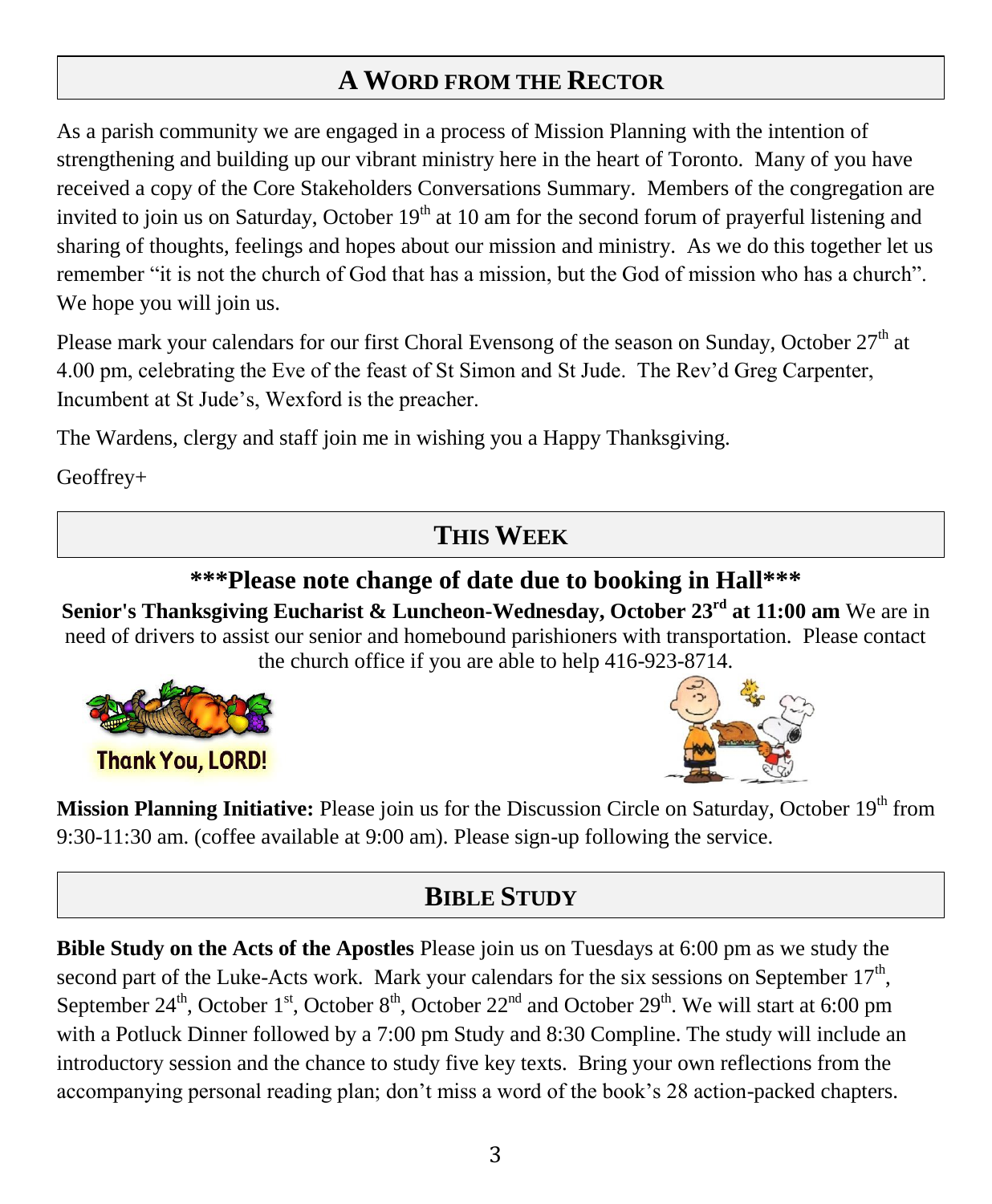## A WORD FROM THE RECTOR

As a parish community we are engaged in a process of Mission Planning with the intention of strengthening and building up our vibrant ministry here in the heart of Toronto. Many of you have received a copy of the Core Stakeholders Conversations Summary. Members of the congregation are invited to join us on Saturday, October 19th at 10 am for the second forum of prayerful listening and sharing of thoughts, feelings and hopes about our mission and ministry. As we do this together let us remember "it is not the church of God that has a mission, but the God of mission who has a church". We hope you will join us.

Please mark your calendars for our first Choral Evensong of the season on Sunday, October 27th at 4.00 pm, celebrating the Eve of the feast of St Simon and St Jude. The Rev'd Greg Carpenter, Incumbent at St Jude's, Wexford is the preacher.

The Wardens, clergy and staff join me in wishing you a Happy Thanksgiving.

Geoffrey+

## THIS WEEK

### ***Please note change of date due to booking in Hall***

**Senior's Thanksgiving Eucharist & Luncheon-Wednesday, October 23rd at 11:00 am** We are in need of drivers to assist our senior and homebound parishioners with transportation. Please contact the church office if you are able to help 416-923-8714.

Thank You, LORD!

**Mission Planning Initiative:** Please join us for the Discussion Circle on Saturday, October 19th from 9:30-11:30 am. (coffee available at 9:00 am). Please sign-up following the service.

## BIBLE STUDY

**Bible Study on the Acts of the Apostles** Please join us on Tuesdays at 6:00 pm as we study the second part of the Luke-Acts work. Mark your calendars for the six sessions on September 17th, September 24th, October 1st, October 8th, October 22nd and October 29th. We will start at 6:00 pm with a Potluck Dinner followed by a 7:00 pm Study and 8:30 Compline. The study will include an introductory session and the chance to study five key texts. Bring your own reflections from the accompanying personal reading plan; don't miss a word of the book's 28 action-packed chapters.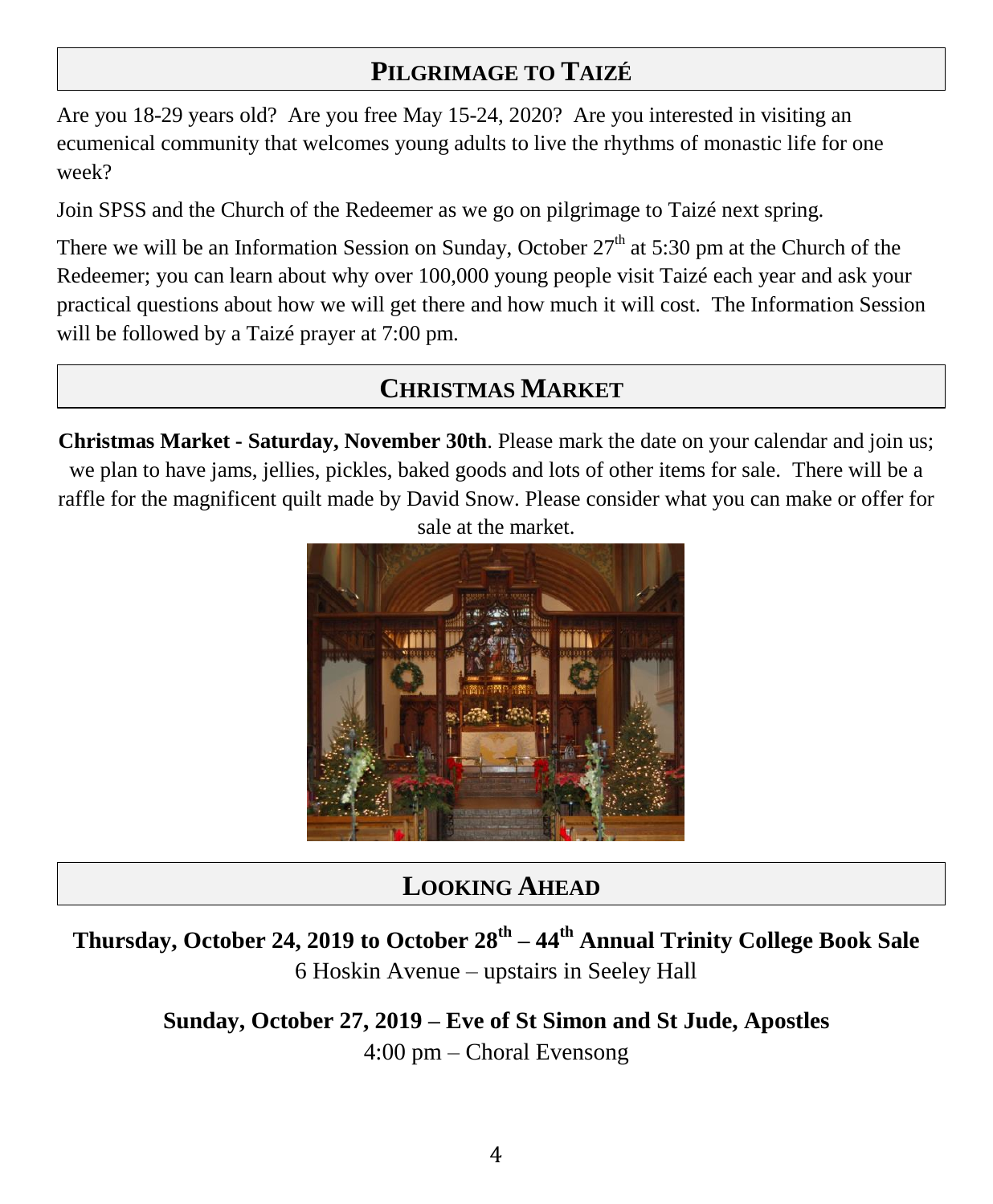## PILGRIMAGE TO TAIZÉ

Are you 18-29 years old? Are you free May 15-24, 2020? Are you interested in visiting an ecumenical community that welcomes young adults to live the rhythms of monastic life for one week?

Join SPSS and the Church of the Redeemer as we go on pilgrimage to Taizé next spring.

There we will be an Information Session on Sunday, October 27th at 5:30 pm at the Church of the Redeemer; you can learn about why over 100,000 young people visit Taizé each year and ask your practical questions about how we will get there and how much it will cost. The Information Session will be followed by a Taizé prayer at 7:00 pm.

## CHRISTMAS MARKET

**Christmas Market - Saturday, November 30th**. Please mark the date on your calendar and join us; we plan to have jams, jellies, pickles, baked goods and lots of other items for sale. There will be a raffle for the magnificent quilt made by David Snow. Please consider what you can make or offer for sale at the market.

## LOOKING AHEAD

**Thursday, October 24, 2019 to October 28th – 44th Annual Trinity College Book Sale**

6 Hoskin Avenue – upstairs in Seeley Hall

**Sunday, October 27, 2019 – Eve of St Simon and St Jude, Apostles**

4:00 pm – Choral Evensong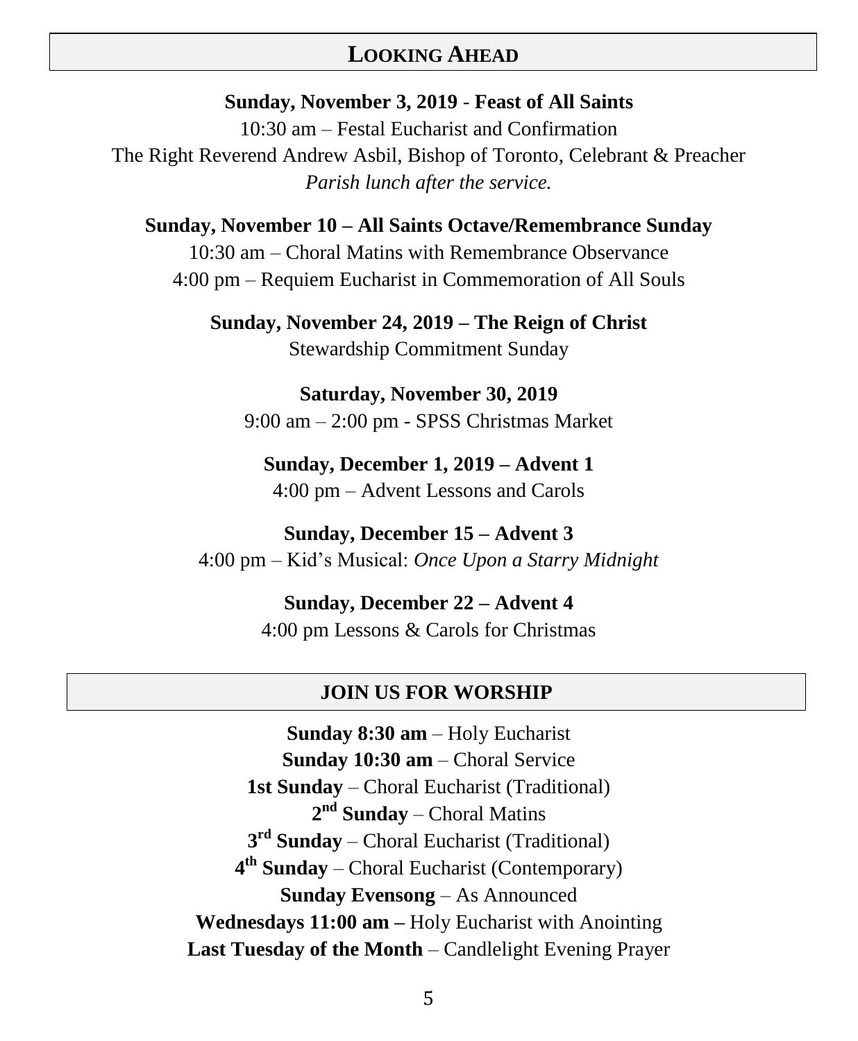## LOOKING AHEAD

**Sunday, November 3, 2019 - Feast of All Saints**

10:30 am – Festal Eucharist and Confirmation

The Right Reverend Andrew Asbil, Bishop of Toronto, Celebrant & Preacher

*Parish lunch after the service.*

**Sunday, November 10 – All Saints Octave/Remembrance Sunday**

10:30 am – Choral Matins with Remembrance Observance

4:00 pm – Requiem Eucharist in Commemoration of All Souls

**Sunday, November 24, 2019 – The Reign of Christ**

Stewardship Commitment Sunday

**Saturday, November 30, 2019**

9:00 am – 2:00 pm - SPSS Christmas Market

**Sunday, December 1, 2019 – Advent 1**

4:00 pm – Advent Lessons and Carols

**Sunday, December 15 – Advent 3**

4:00 pm – Kid's Musical: *Once Upon a Starry Midnight*

**Sunday, December 22 – Advent 4**

4:00 pm Lessons & Carols for Christmas

## JOIN US FOR WORSHIP

**Sunday 8:30 am** – Holy Eucharist

**Sunday 10:30 am** – Choral Service

**1st Sunday** – Choral Eucharist (Traditional)

**2nd Sunday** – Choral Matins

**3rd Sunday** – Choral Eucharist (Traditional)

**4th Sunday** – Choral Eucharist (Contemporary)

**Sunday Evensong** – As Announced

**Wednesdays 11:00 am –** Holy Eucharist with Anointing

**Last Tuesday of the Month** – Candlelight Evening Prayer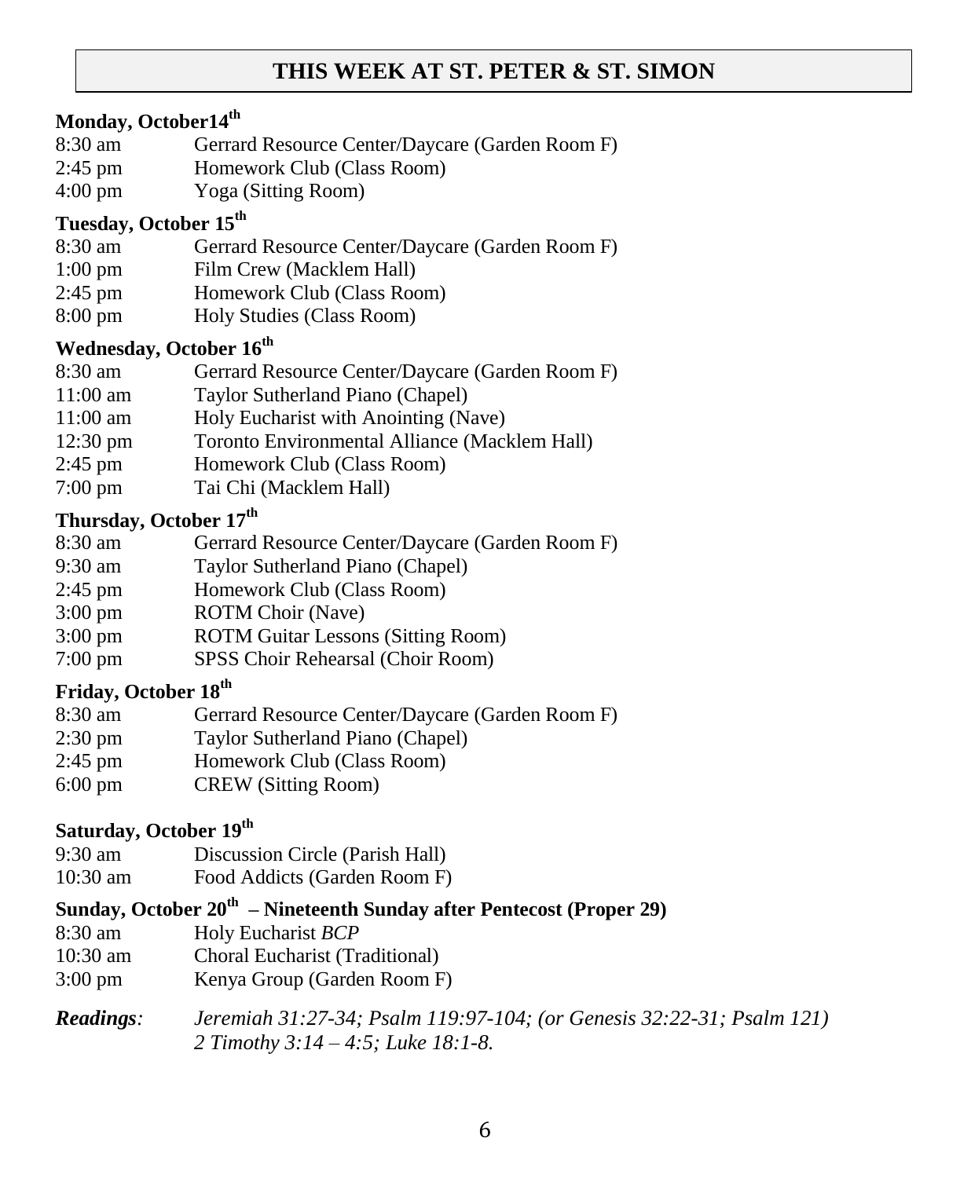# THIS WEEK AT ST. PETER & ST. SIMON

### Monday, October14th

8:30 am Gerrard Resource Center/Daycare (Garden Room F)
2:45 pm Homework Club (Class Room)
4:00 pm Yoga (Sitting Room)

### Tuesday, October 15th

8:30 am Gerrard Resource Center/Daycare (Garden Room F)
1:00 pm Film Crew (Macklem Hall)
2:45 pm Homework Club (Class Room)
8:00 pm Holy Studies (Class Room)

### Wednesday, October 16th

8:30 am Gerrard Resource Center/Daycare (Garden Room F)
11:00 am Taylor Sutherland Piano (Chapel)
11:00 am Holy Eucharist with Anointing (Nave)
12:30 pm Toronto Environmental Alliance (Macklem Hall)
2:45 pm Homework Club (Class Room)
7:00 pm Tai Chi (Macklem Hall)

### Thursday, October 17th

8:30 am Gerrard Resource Center/Daycare (Garden Room F)
9:30 am Taylor Sutherland Piano (Chapel)
2:45 pm Homework Club (Class Room)
3:00 pm ROTM Choir (Nave)
3:00 pm ROTM Guitar Lessons (Sitting Room)
7:00 pm SPSS Choir Rehearsal (Choir Room)

### Friday, October 18th

8:30 am Gerrard Resource Center/Daycare (Garden Room F)
2:30 pm Taylor Sutherland Piano (Chapel)
2:45 pm Homework Club (Class Room)
6:00 pm CREW (Sitting Room)

### Saturday, October 19th

9:30 am Discussion Circle (Parish Hall)
10:30 am Food Addicts (Garden Room F)

### Sunday, October 20th – Nineteenth Sunday after Pentecost (Proper 29)

8:30 am Holy Eucharist *BCP*
10:30 am Choral Eucharist (Traditional)
3:00 pm Kenya Group (Garden Room F)

***Readings**: Jeremiah 31:27-34; Psalm 119:97-104; (or Genesis 32:22-31; Psalm 121) 2 Timothy 3:14 – 4:5; Luke 18:1-8.*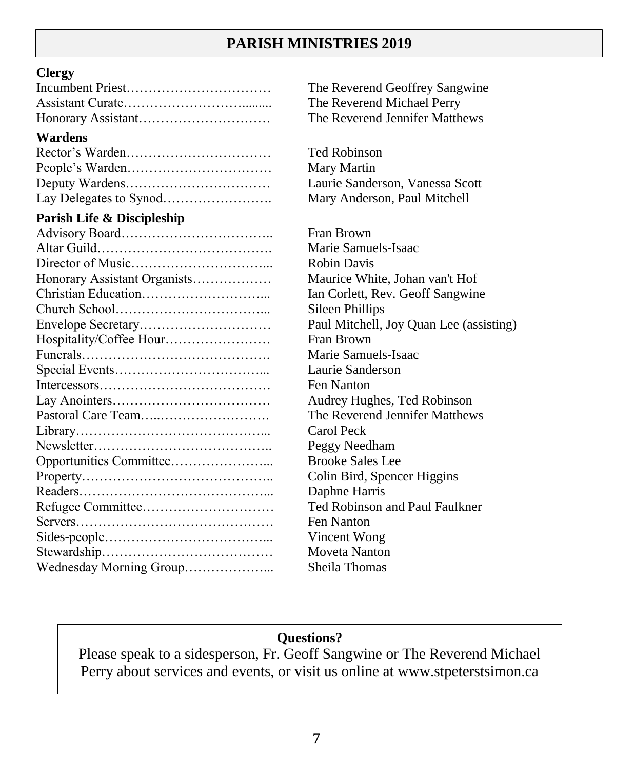## PARISH MINISTRIES 2019

### Clergy

| | |
|---|---|
| Incumbent Priest……………………………. | The Reverend Geoffrey Sangwine |
| Assistant Curate…………………………........ | The Reverend Michael Perry |
| Honorary Assistant…………………………. | The Reverend Jennifer Matthews |

### Wardens

| | |
|---|---|
| Rector's Warden……………………………. | Ted Robinson |
| People's Warden……………………………. | Mary Martin |
| Deputy Wardens……………………………. | Laurie Sanderson, Vanessa Scott |
| Lay Delegates to Synod……………………. | Mary Anderson, Paul Mitchell |

### Parish Life & Discipleship

| | |
|---|---|
| Advisory Board…………………………….. | Fran Brown |
| Altar Guild…………………………………. | Marie Samuels-Isaac |
| Director of Music…………………………... | Robin Davis |
| Honorary Assistant Organists……………… | Maurice White, Johan van't Hof |
| Christian Education………………………... | Ian Corlett, Rev. Geoff Sangwine |
| Church School……………………………... | Sileen Phillips |
| Envelope Secretary…………………………. | Paul Mitchell, Joy Quan Lee (assisting) |
| Hospitality/Coffee Hour……………………. | Fran Brown |
| Funerals……………………………………. | Marie Samuels-Isaac |
| Special Events……………………………... | Laurie Sanderson |
| Intercessors…………………………………. | Fen Nanton |
| Lay Anointers………………………………. | Audrey Hughes, Ted Robinson |
| Pastoral Care Team…..……………………. | The Reverend Jennifer Matthews |
| Library……………………………………... | Carol Peck |
| Newsletter………………………………….. | Peggy Needham |
| Opportunities Committee…………………... | Brooke Sales Lee |
| Property…………………………………….. | Colin Bird, Spencer Higgins |
| Readers……………………………………... | Daphne Harris |
| Refugee Committee…………………………. | Ted Robinson and Paul Faulkner |
| Servers………………………………………. | Fen Nanton |
| Sides-people………………………………... | Vincent Wong |
| Stewardship…………………………………. | Moveta Nanton |
| Wednesday Morning Group………………... | Sheila Thomas |

**Questions?**

Please speak to a sidesperson, Fr. Geoff Sangwine or The Reverend Michael Perry about services and events, or visit us online at www.stpeterstsimon.ca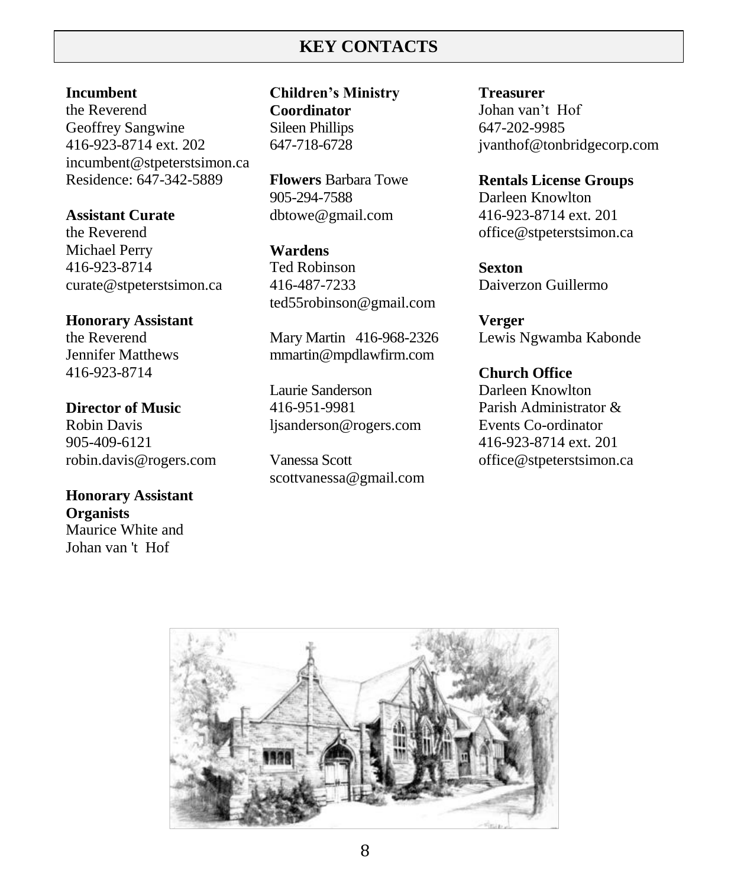# KEY CONTACTS

**Incumbent**
the Reverend
Geoffrey Sangwine
416-923-8714 ext. 202
incumbent@stpeterstsimon.ca
Residence: 647-342-5889

**Assistant Curate**
the Reverend
Michael Perry
416-923-8714
curate@stpeterstsimon.ca

**Honorary Assistant**
the Reverend
Jennifer Matthews
416-923-8714

**Director of Music**
Robin Davis
905-409-6121
robin.davis@rogers.com

**Honorary Assistant Organists**
Maurice White and
Johan van 't Hof

**Children's Ministry Coordinator**
Sileen Phillips
647-718-6728

**Flowers** Barbara Towe
905-294-7588
dbtowe@gmail.com

**Wardens**
Ted Robinson
416-487-7233
ted55robinson@gmail.com

Mary Martin 416-968-2326
mmartin@mpdlawfirm.com

Laurie Sanderson
416-951-9981
ljsanderson@rogers.com

Vanessa Scott
scottvanessa@gmail.com

**Treasurer**
Johan van't Hof
647-202-9985
jvanthof@tonbridgecorp.com

**Rentals License Groups**
Darleen Knowlton
416-923-8714 ext. 201
office@stpeterstsimon.ca

**Sexton**
Daiverzon Guillermo

**Verger**
Lewis Ngwamba Kabonde

**Church Office**
Darleen Knowlton
Parish Administrator &
Events Co-ordinator
416-923-8714 ext. 201
office@stpeterstsimon.ca